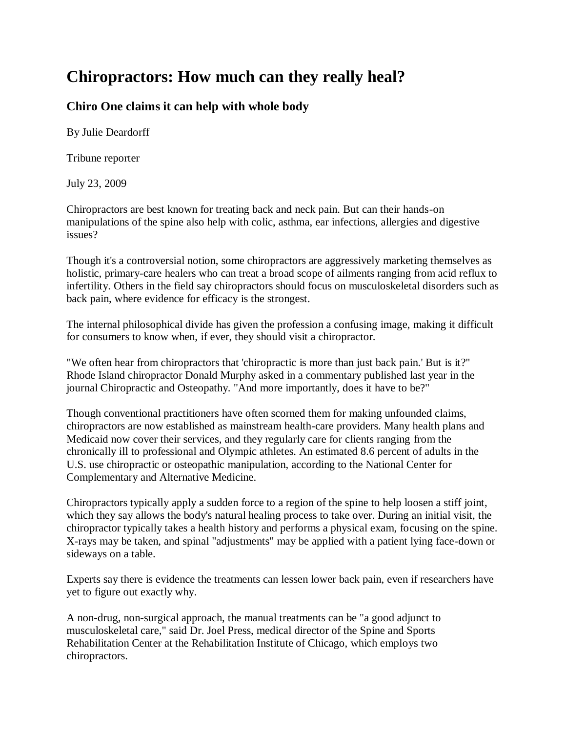# Chiropractors: How much can they really heal?

## Chiro One claims it can help with whole body

By Julie Deardorff

Tribune reporter

July 23, 2009

Chiropractors are best known for treating back and neck pain. But can their hands-on manipulations of the spine also help with colic, asthma, ear infections, allergies and digestive issues?

Though it's a controversial notion, some chiropractors are aggressively marketing themselves as holistic, primary-care healers who can treat a broad scope of ailments ranging from acid reflux to infertility. Others in the field say chiropractors should focus on musculoskeletal disorders such as back pain, where evidence for efficacy is the strongest.

The internal philosophical divide has given the profession a confusing image, making it difficult for consumers to know when, if ever, they should visit a chiropractor.

"We often hear from chiropractors that 'chiropractic is more than just back pain.' But is it?" Rhode Island chiropractor Donald Murphy asked in a commentary published last year in the journal Chiropractic and Osteopathy. "And more importantly, does it have to be?"

Though conventional practitioners have often scorned them for making unfounded claims, chiropractors are now established as mainstream health-care providers. Many health plans and Medicaid now cover their services, and they regularly care for clients ranging from the chronically ill to professional and Olympic athletes. An estimated 8.6 percent of adults in the U.S. use chiropractic or osteopathic manipulation, according to the National Center for Complementary and Alternative Medicine.

Chiropractors typically apply a sudden force to a region of the spine to help loosen a stiff joint, which they say allows the body's natural healing process to take over. During an initial visit, the chiropractor typically takes a health history and performs a physical exam, focusing on the spine. X-rays may be taken, and spinal "adjustments" may be applied with a patient lying face-down or sideways on a table.

Experts say there is evidence the treatments can lessen lower back pain, even if researchers have yet to figure out exactly why.

A non-drug, non-surgical approach, the manual treatments can be "a good adjunct to musculoskeletal care," said Dr. Joel Press, medical director of the Spine and Sports Rehabilitation Center at the Rehabilitation Institute of Chicago, which employs two chiropractors.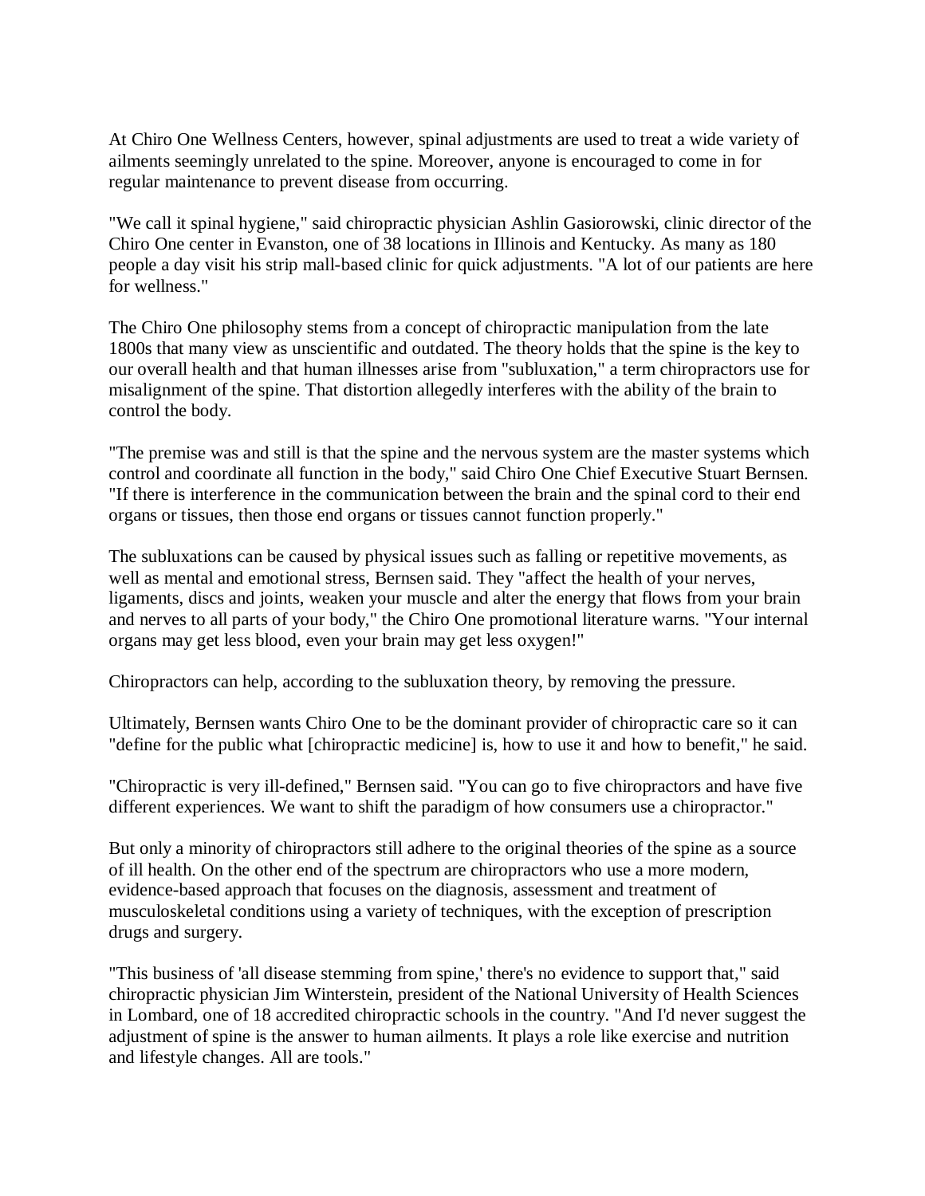At Chiro One Wellness Centers, however, spinal adjustments are used to treat a wide variety of ailments seemingly unrelated to the spine. Moreover, anyone is encouraged to come in for regular maintenance to prevent disease from occurring.

"We call it spinal hygiene," said chiropractic physician Ashlin Gasiorowski, clinic director of the Chiro One center in Evanston, one of 38 locations in Illinois and Kentucky. As many as 180 people a day visit his strip mall-based clinic for quick adjustments. "A lot of our patients are here for wellness."

The Chiro One philosophy stems from a concept of chiropractic manipulation from the late 1800s that many view as unscientific and outdated. The theory holds that the spine is the key to our overall health and that human illnesses arise from "subluxation," a term chiropractors use for misalignment of the spine. That distortion allegedly interferes with the ability of the brain to control the body.

"The premise was and still is that the spine and the nervous system are the master systems which control and coordinate all function in the body," said Chiro One Chief Executive Stuart Bernsen. "If there is interference in the communication between the brain and the spinal cord to their end organs or tissues, then those end organs or tissues cannot function properly."

The subluxations can be caused by physical issues such as falling or repetitive movements, as well as mental and emotional stress, Bernsen said. They "affect the health of your nerves, ligaments, discs and joints, weaken your muscle and alter the energy that flows from your brain and nerves to all parts of your body," the Chiro One promotional literature warns. "Your internal organs may get less blood, even your brain may get less oxygen!"

Chiropractors can help, according to the subluxation theory, by removing the pressure.

Ultimately, Bernsen wants Chiro One to be the dominant provider of chiropractic care so it can "define for the public what [chiropractic medicine] is, how to use it and how to benefit," he said.

"Chiropractic is very ill-defined," Bernsen said. "You can go to five chiropractors and have five different experiences. We want to shift the paradigm of how consumers use a chiropractor."

But only a minority of chiropractors still adhere to the original theories of the spine as a source of ill health. On the other end of the spectrum are chiropractors who use a more modern, evidence-based approach that focuses on the diagnosis, assessment and treatment of musculoskeletal conditions using a variety of techniques, with the exception of prescription drugs and surgery.

"This business of 'all disease stemming from spine,' there's no evidence to support that," said chiropractic physician Jim Winterstein, president of the National University of Health Sciences in Lombard, one of 18 accredited chiropractic schools in the country. "And I'd never suggest the adjustment of spine is the answer to human ailments. It plays a role like exercise and nutrition and lifestyle changes. All are tools."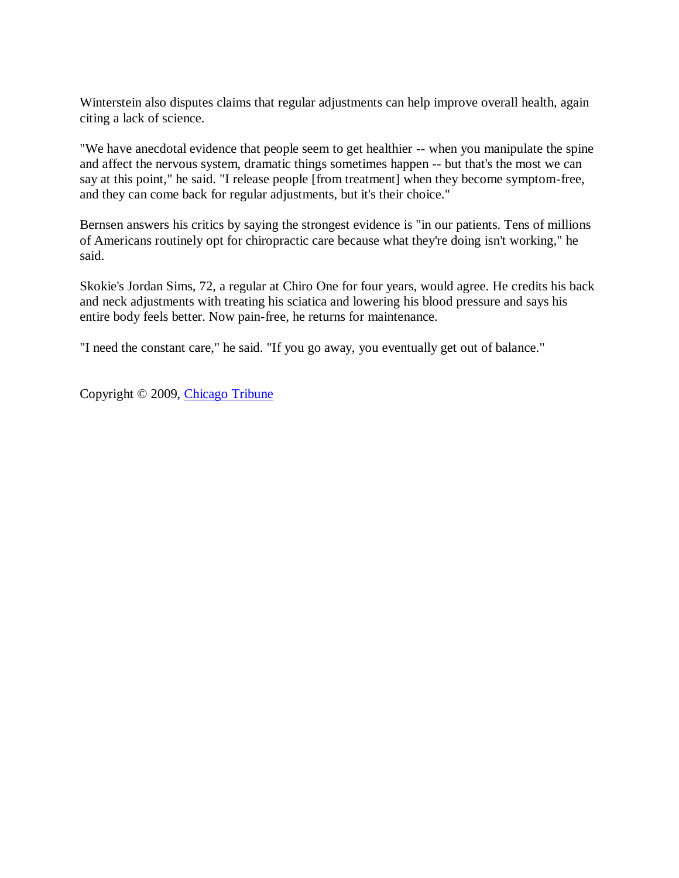Winterstein also disputes claims that regular adjustments can help improve overall health, again citing a lack of science.

"We have anecdotal evidence that people seem to get healthier -- when you manipulate the spine and affect the nervous system, dramatic things sometimes happen -- but that's the most we can say at this point," he said. "I release people [from treatment] when they become symptom-free, and they can come back for regular adjustments, but it's their choice."

Bernsen answers his critics by saying the strongest evidence is "in our patients. Tens of millions of Americans routinely opt for chiropractic care because what they're doing isn't working," he said.

Skokie's Jordan Sims, 72, a regular at Chiro One for four years, would agree. He credits his back and neck adjustments with treating his sciatica and lowering his blood pressure and says his entire body feels better. Now pain-free, he returns for maintenance.

"I need the constant care," he said. "If you go away, you eventually get out of balance."

Copyright © 2009, Chicago Tribune